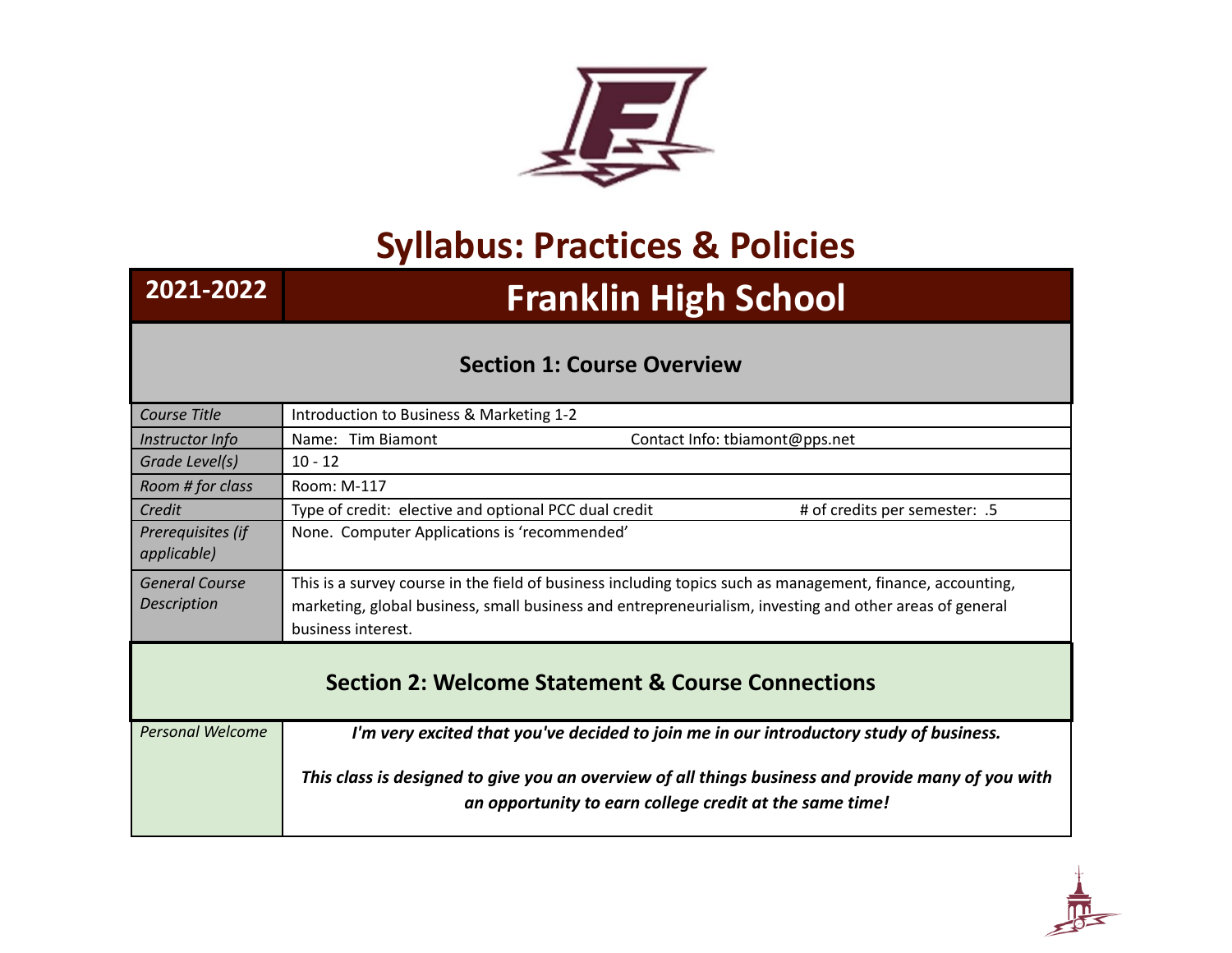# Syllabus: Practices & Policies

| 2021-2022 | Franklin High School |
|---|---|

## Section 1: Course Overview

| | |
|---|---|
| *Course Title* | Introduction to Business & Marketing 1-2 |
| *Instructor Info* | Name: Tim Biamont Contact Info: tbiamont@pps.net |
| *Grade Level(s)* | 10 - 12 |
| *Room # for class* | Room: M-117 |
| *Credit* | Type of credit: elective and optional PCC dual credit # of credits per semester: .5 |
| *Prerequisites (if applicable)* | None. Computer Applications is 'recommended' |
| *General Course Description* | This is a survey course in the field of business including topics such as management, finance, accounting, marketing, global business, small business and entrepreneurialism, investing and other areas of general business interest. |

## Section 2: Welcome Statement & Course Connections

| | |
|---|---|
| *Personal Welcome* | ***I'm very excited that you've decided to join me in our introductory study of business.*** <br><br> ***This class is designed to give you an overview of all things business and provide many of you with an opportunity to earn college credit at the same time!*** |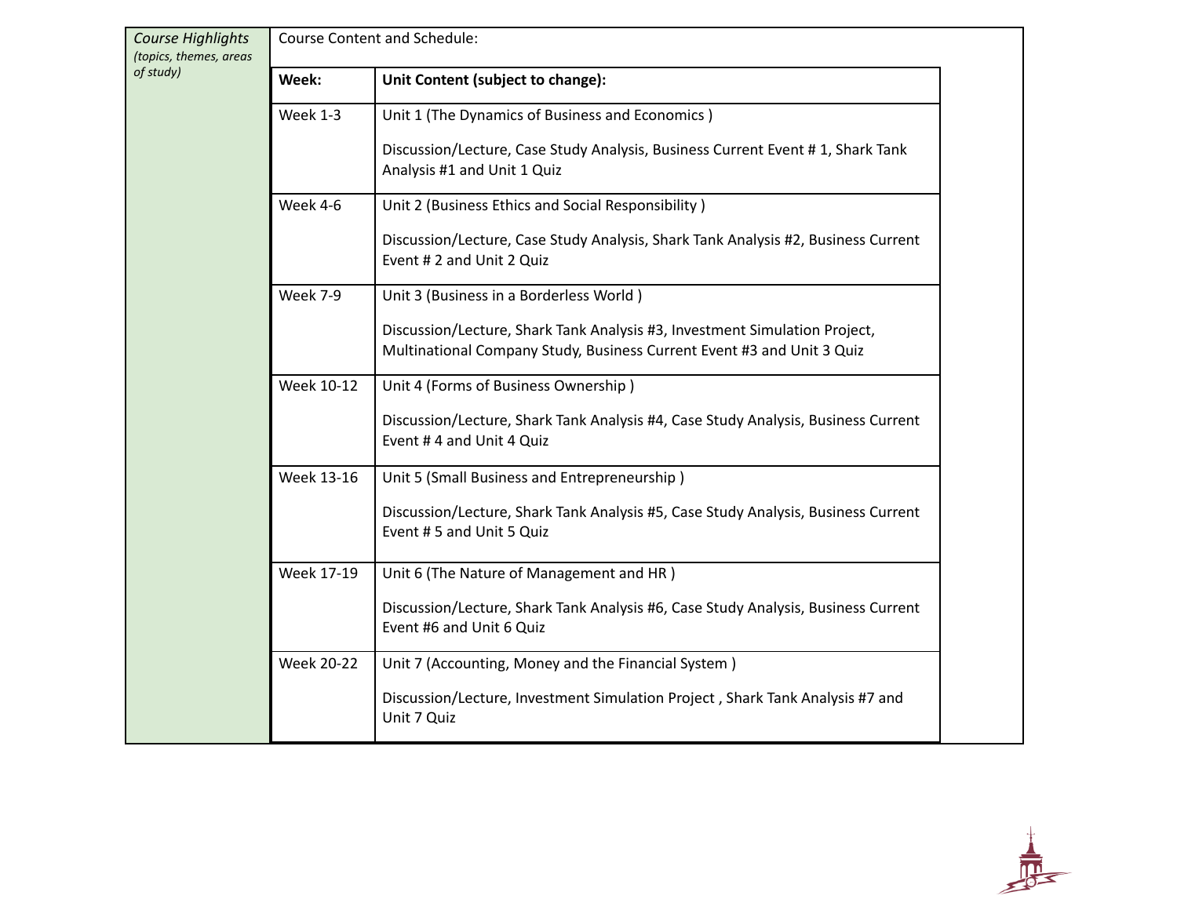| *Course Highlights (topics, themes, areas of study)* | Course Content and Schedule: | |
|---|---|---|
| | **Week:** | **Unit Content (subject to change):** |
| | Week 1-3 | Unit 1 (The Dynamics of Business and Economics )<br><br>Discussion/Lecture, Case Study Analysis, Business Current Event # 1, Shark Tank Analysis #1 and Unit 1 Quiz |
| | Week 4-6 | Unit 2 (Business Ethics and Social Responsibility )<br><br>Discussion/Lecture, Case Study Analysis, Shark Tank Analysis #2, Business Current Event # 2 and Unit 2 Quiz |
| | Week 7-9 | Unit 3 (Business in a Borderless World )<br><br>Discussion/Lecture, Shark Tank Analysis #3, Investment Simulation Project, Multinational Company Study, Business Current Event #3 and Unit 3 Quiz |
| | Week 10-12 | Unit 4 (Forms of Business Ownership )<br><br>Discussion/Lecture, Shark Tank Analysis #4, Case Study Analysis, Business Current Event # 4 and Unit 4 Quiz |
| | Week 13-16 | Unit 5 (Small Business and Entrepreneurship )<br><br>Discussion/Lecture, Shark Tank Analysis #5, Case Study Analysis, Business Current Event # 5 and Unit 5 Quiz |
| | Week 17-19 | Unit 6 (The Nature of Management and HR )<br><br>Discussion/Lecture, Shark Tank Analysis #6, Case Study Analysis, Business Current Event #6 and Unit 6 Quiz |
| | Week 20-22 | Unit 7 (Accounting, Money and the Financial System )<br><br>Discussion/Lecture, Investment Simulation Project , Shark Tank Analysis #7 and Unit 7 Quiz |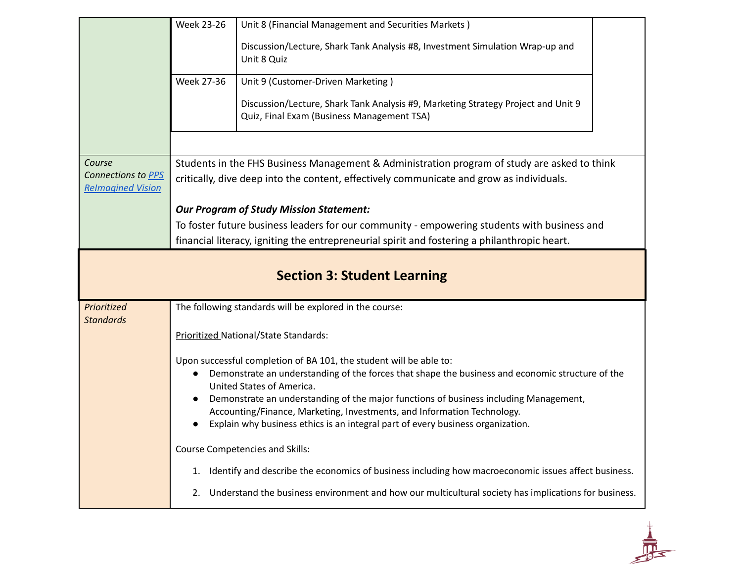| | | |
|---|---|---|
| | Week 23-26 | Unit 8 (Financial Management and Securities Markets ) Discussion/Lecture, Shark Tank Analysis #8, Investment Simulation Wrap-up and Unit 8 Quiz |
| | Week 27-36 | Unit 9 (Customer-Driven Marketing ) Discussion/Lecture, Shark Tank Analysis #9, Marketing Strategy Project and Unit 9 Quiz, Final Exam (Business Management TSA) |

| | |
|---|---|
| *Course Connections to [PPS ReImagined Vision]()* | Students in the FHS Business Management & Administration program of study are asked to think critically, dive deep into the content, effectively communicate and grow as individuals.<br><br>***Our Program of Study Mission Statement:***<br>To foster future business leaders for our community - empowering students with business and financial literacy, igniting the entrepreneurial spirit and fostering a philanthropic heart. |

## Section 3: Student Learning

| | |
|---|---|
| *Prioritized Standards* | The following standards will be explored in the course:<br><br><u>Prioritized</u> National/State Standards:<br><br>Upon successful completion of BA 101, the student will be able to:<br>● Demonstrate an understanding of the forces that shape the business and economic structure of the United States of America.<br>● Demonstrate an understanding of the major functions of business including Management, Accounting/Finance, Marketing, Investments, and Information Technology.<br>● Explain why business ethics is an integral part of every business organization.<br><br>Course Competencies and Skills:<br><br>1. Identify and describe the economics of business including how macroeconomic issues affect business.<br>2. Understand the business environment and how our multicultural society has implications for business. |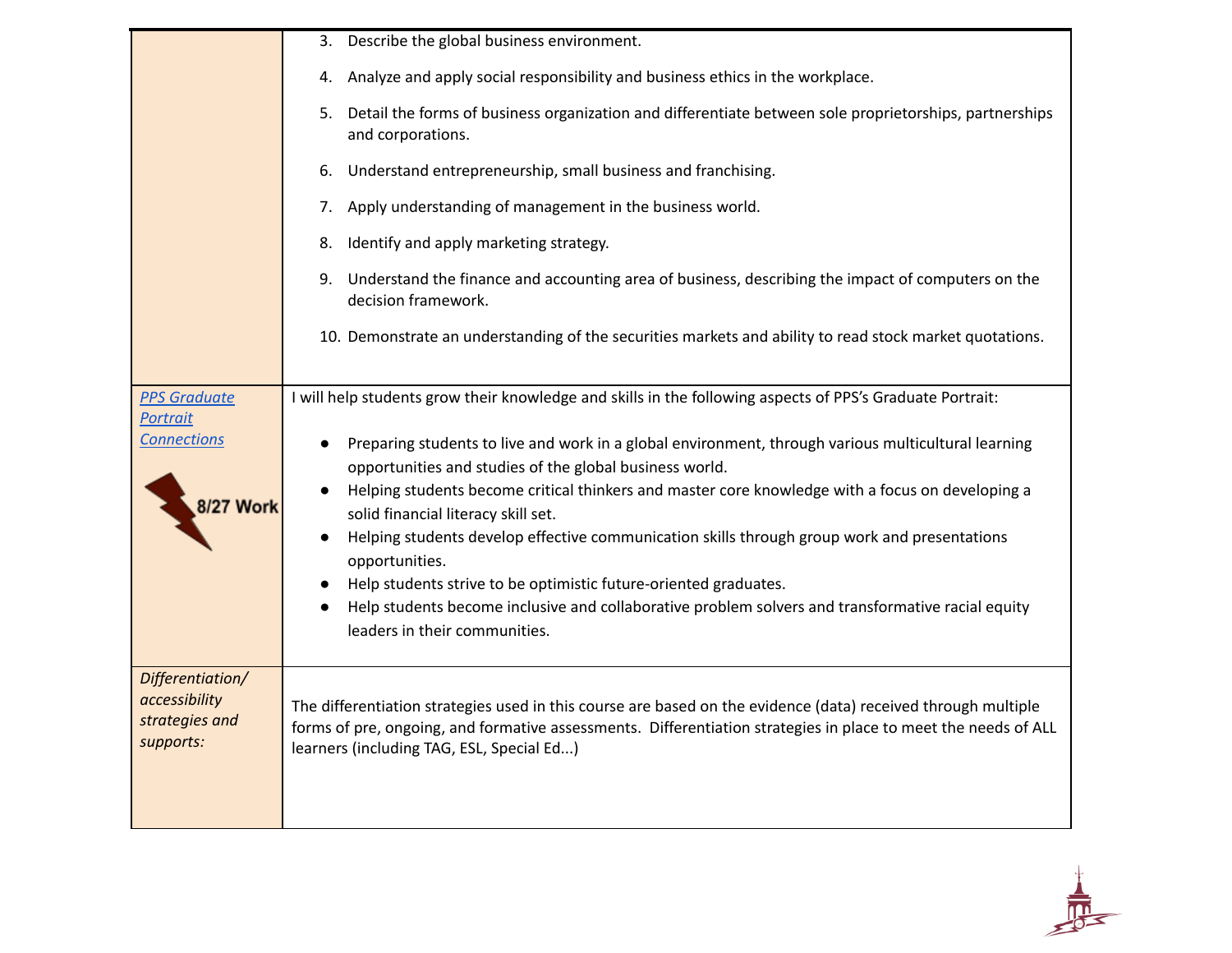| | |
|---|---|
| | 3. Describe the global business environment.<br>4. Analyze and apply social responsibility and business ethics in the workplace.<br>5. Detail the forms of business organization and differentiate between sole proprietorships, partnerships and corporations.<br>6. Understand entrepreneurship, small business and franchising.<br>7. Apply understanding of management in the business world.<br>8. Identify and apply marketing strategy.<br>9. Understand the finance and accounting area of business, describing the impact of computers on the decision framework.<br>10. Demonstrate an understanding of the securities markets and ability to read stock market quotations. |
| *PPS Graduate Portrait Connections*<br>8/27 Work | I will help students grow their knowledge and skills in the following aspects of PPS's Graduate Portrait:<br>• Preparing students to live and work in a global environment, through various multicultural learning opportunities and studies of the global business world.<br>• Helping students become critical thinkers and master core knowledge with a focus on developing a solid financial literacy skill set.<br>• Helping students develop effective communication skills through group work and presentations opportunities.<br>• Help students strive to be optimistic future-oriented graduates.<br>• Help students become inclusive and collaborative problem solvers and transformative racial equity leaders in their communities. |
| *Differentiation/ accessibility strategies and supports:* | The differentiation strategies used in this course are based on the evidence (data) received through multiple forms of pre, ongoing, and formative assessments. Differentiation strategies in place to meet the needs of ALL learners (including TAG, ESL, Special Ed...) |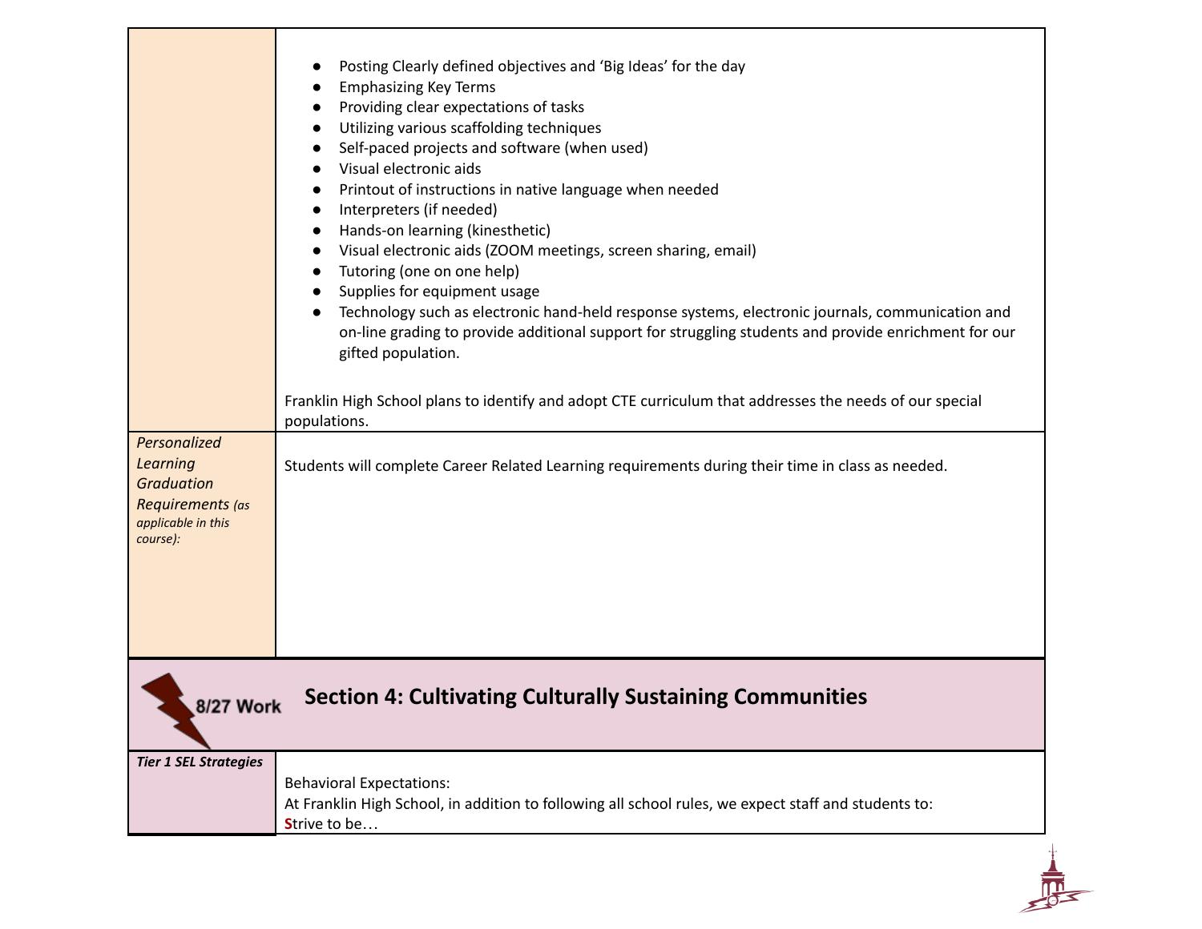| | |
|---|---|
| | • Posting Clearly defined objectives and 'Big Ideas' for the day<br>• Emphasizing Key Terms<br>• Providing clear expectations of tasks<br>• Utilizing various scaffolding techniques<br>• Self-paced projects and software (when used)<br>• Visual electronic aids<br>• Printout of instructions in native language when needed<br>• Interpreters (if needed)<br>• Hands-on learning (kinesthetic)<br>• Visual electronic aids (ZOOM meetings, screen sharing, email)<br>• Tutoring (one on one help)<br>• Supplies for equipment usage<br>• Technology such as electronic hand-held response systems, electronic journals, communication and on-line grading to provide additional support for struggling students and provide enrichment for our gifted population.<br><br>Franklin High School plans to identify and adopt CTE curriculum that addresses the needs of our special populations. |
| *Personalized Learning Graduation Requirements (as applicable in this course):* | Students will complete Career Related Learning requirements during their time in class as needed. |

8/27 Work

## Section 4: Cultivating Culturally Sustaining Communities

| | |
|---|---|
| ***Tier 1 SEL Strategies*** | Behavioral Expectations:<br>At Franklin High School, in addition to following all school rules, we expect staff and students to:<br>**S**trive to be… |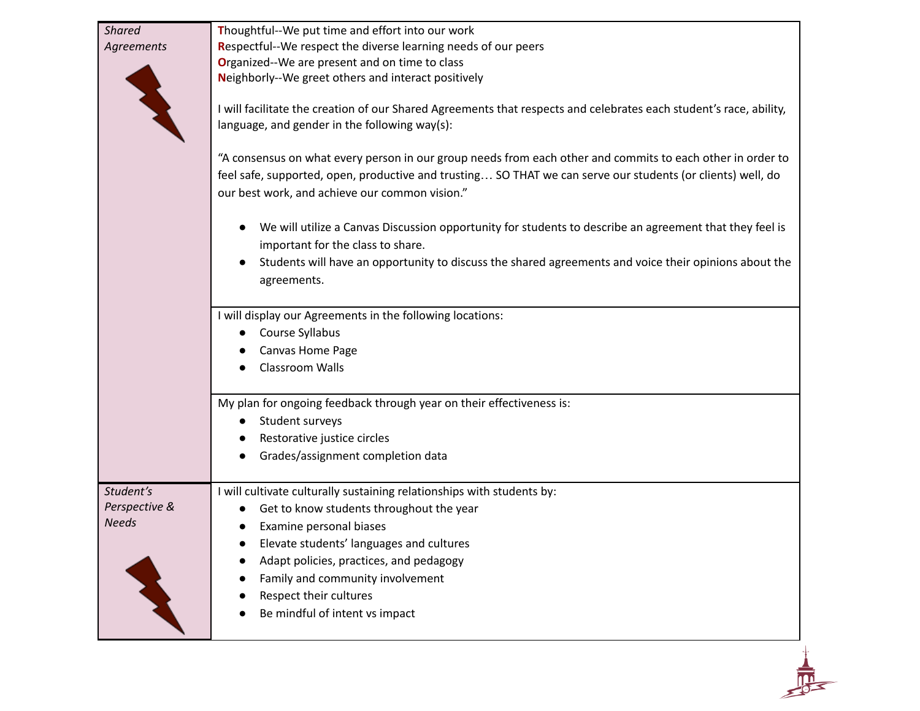| | |
|---|---|
| *Shared Agreements* | **T**houghtful--We put time and effort into our work<br>**R**espectful--We respect the diverse learning needs of our peers<br>**O**rganized--We are present and on time to class<br>**N**eighborly--We greet others and interact positively<br><br>I will facilitate the creation of our Shared Agreements that respects and celebrates each student's race, ability, language, and gender in the following way(s):<br><br>"A consensus on what every person in our group needs from each other and commits to each other in order to feel safe, supported, open, productive and trusting… SO THAT we can serve our students (or clients) well, do our best work, and achieve our common vision."<br><br>• We will utilize a Canvas Discussion opportunity for students to describe an agreement that they feel is important for the class to share.<br>• Students will have an opportunity to discuss the shared agreements and voice their opinions about the agreements. |
| | I will display our Agreements in the following locations:<br>• Course Syllabus<br>• Canvas Home Page<br>• Classroom Walls |
| | My plan for ongoing feedback through year on their effectiveness is:<br>• Student surveys<br>• Restorative justice circles<br>• Grades/assignment completion data |
| *Student's Perspective & Needs* | I will cultivate culturally sustaining relationships with students by:<br>• Get to know students throughout the year<br>• Examine personal biases<br>• Elevate students' languages and cultures<br>• Adapt policies, practices, and pedagogy<br>• Family and community involvement<br>• Respect their cultures<br>• Be mindful of intent vs impact |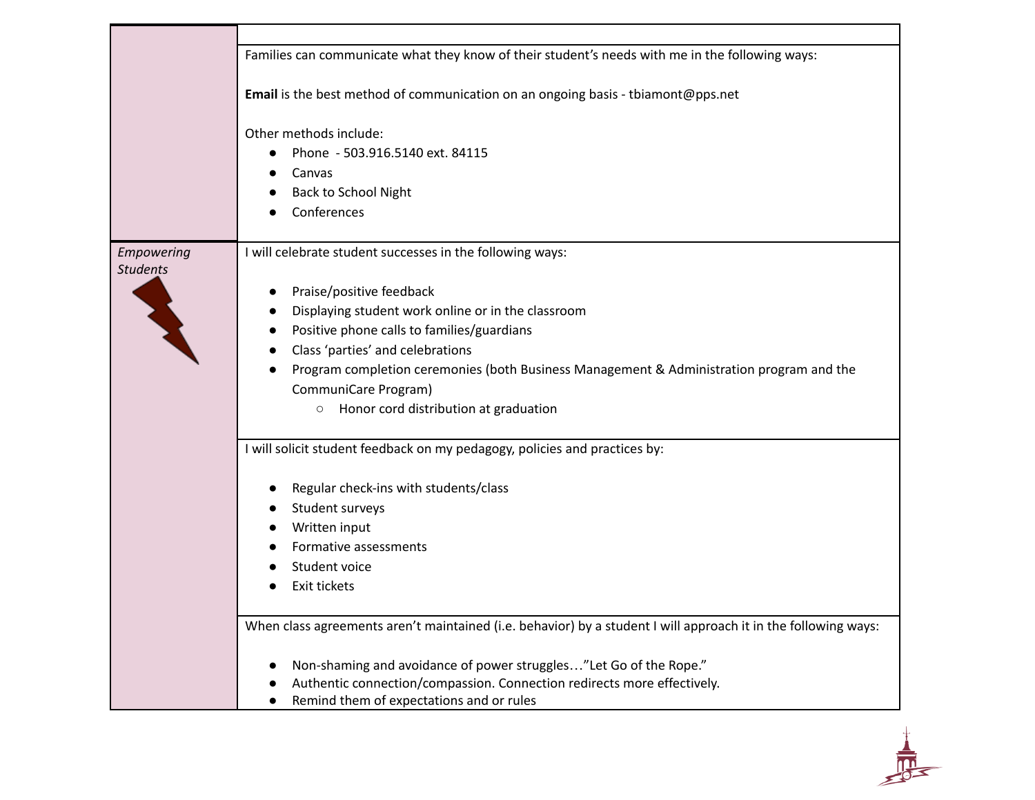| | |
|---|---|
| | |
| | Families can communicate what they know of their student's needs with me in the following ways:<br><br>**Email** is the best method of communication on an ongoing basis - tbiamont@pps.net<br><br>Other methods include:<br>• Phone - 503.916.5140 ext. 84115<br>• Canvas<br>• Back to School Night<br>• Conferences |
| *Empowering Students* | I will celebrate student successes in the following ways:<br><br>• Praise/positive feedback<br>• Displaying student work online or in the classroom<br>• Positive phone calls to families/guardians<br>• Class 'parties' and celebrations<br>• Program completion ceremonies (both Business Management & Administration program and the CommuniCare Program)<br>&nbsp;&nbsp;&nbsp;&nbsp;○ Honor cord distribution at graduation |
| | I will solicit student feedback on my pedagogy, policies and practices by:<br><br>• Regular check-ins with students/class<br>• Student surveys<br>• Written input<br>• Formative assessments<br>• Student voice<br>• Exit tickets |
| | When class agreements aren't maintained (i.e. behavior) by a student I will approach it in the following ways:<br><br>• Non-shaming and avoidance of power struggles…"Let Go of the Rope."<br>• Authentic connection/compassion. Connection redirects more effectively.<br>• Remind them of expectations and or rules |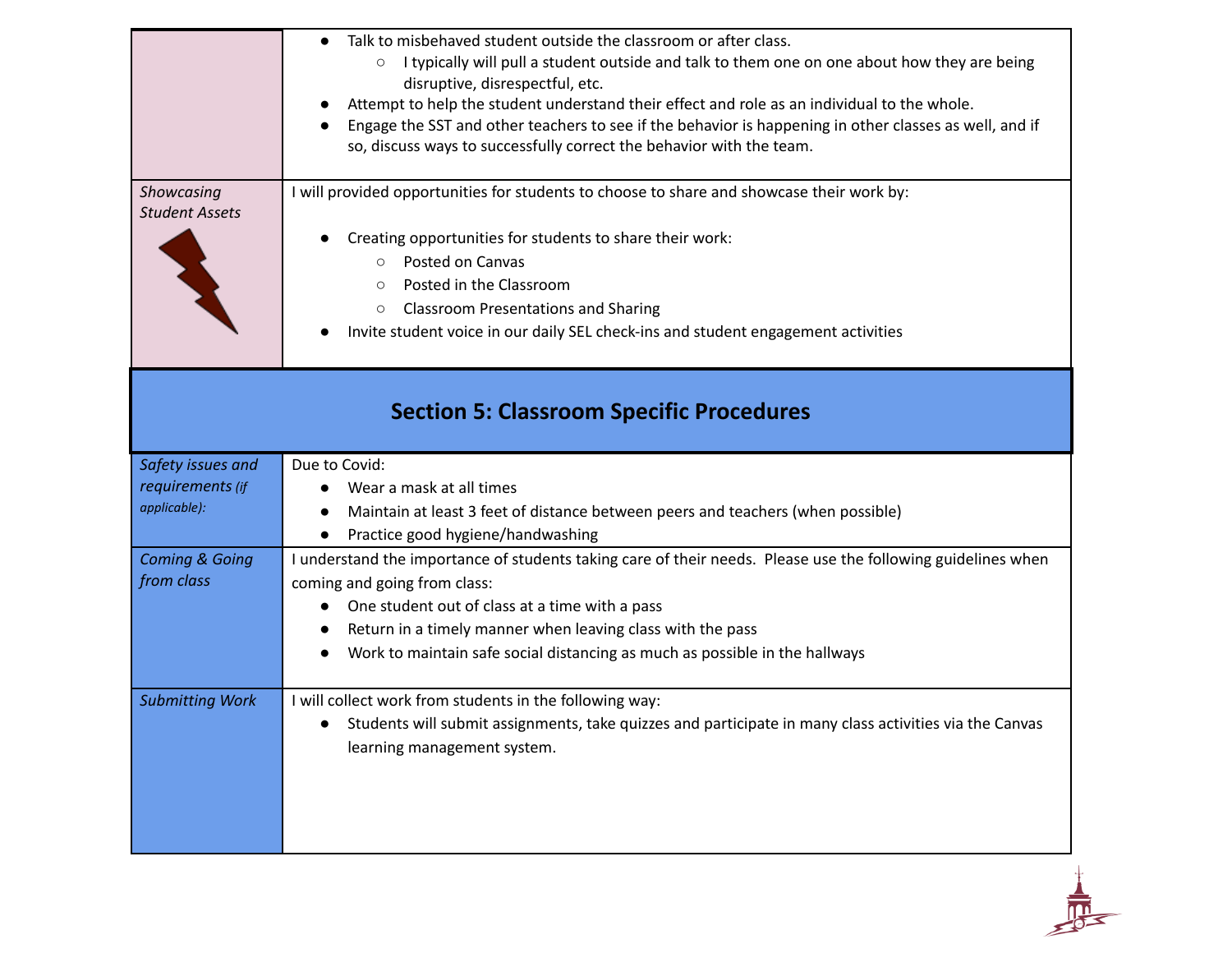| | |
|---|---|
| | <ul><li>Talk to misbehaved student outside the classroom or after class.<ul><li>I typically will pull a student outside and talk to them one on one about how they are being disruptive, disrespectful, etc.</li></ul></li><li>Attempt to help the student understand their effect and role as an individual to the whole.</li><li>Engage the SST and other teachers to see if the behavior is happening in other classes as well, and if so, discuss ways to successfully correct the behavior with the team.</li></ul> |
| *Showcasing Student Assets* | I will provided opportunities for students to choose to share and showcase their work by:<ul><li>Creating opportunities for students to share their work:<ul><li>Posted on Canvas</li><li>Posted in the Classroom</li><li>Classroom Presentations and Sharing</li></ul></li><li>Invite student voice in our daily SEL check-ins and student engagement activities</li></ul> |

## Section 5: Classroom Specific Procedures

| | |
|---|---|
| *Safety issues and requirements (if applicable):* | Due to Covid:<ul><li>Wear a mask at all times</li><li>Maintain at least 3 feet of distance between peers and teachers (when possible)</li><li>Practice good hygiene/handwashing</li></ul> |
| *Coming & Going from class* | I understand the importance of students taking care of their needs. Please use the following guidelines when coming and going from class:<ul><li>One student out of class at a time with a pass</li><li>Return in a timely manner when leaving class with the pass</li><li>Work to maintain safe social distancing as much as possible in the hallways</li></ul> |
| *Submitting Work* | I will collect work from students in the following way:<ul><li>Students will submit assignments, take quizzes and participate in many class activities via the Canvas learning management system.</li></ul> |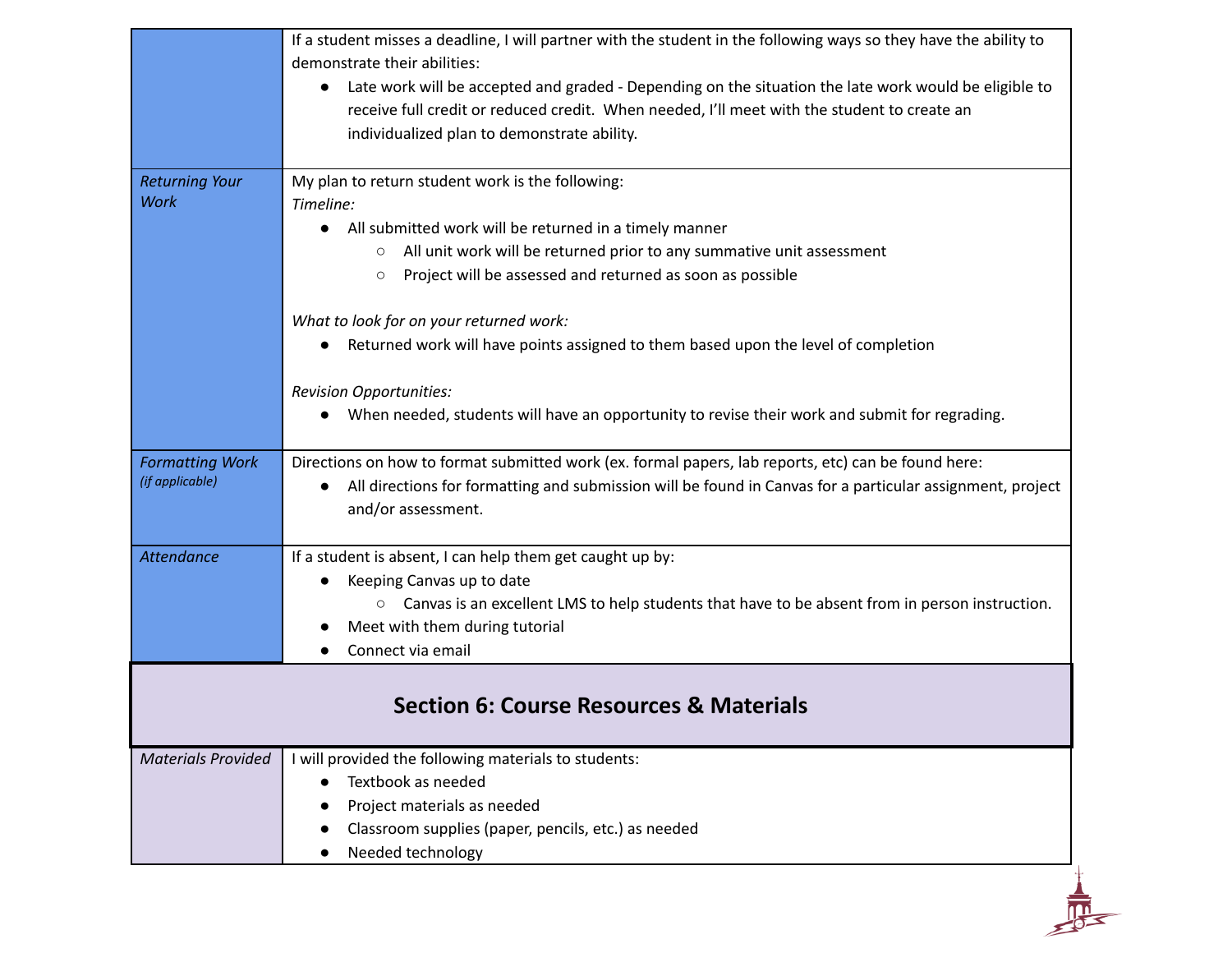| | |
|---|---|
| | If a student misses a deadline, I will partner with the student in the following ways so they have the ability to demonstrate their abilities:<br>• Late work will be accepted and graded - Depending on the situation the late work would be eligible to receive full credit or reduced credit. When needed, I'll meet with the student to create an individualized plan to demonstrate ability. |
| *Returning Your Work* | My plan to return student work is the following:<br>*Timeline:*<br>• All submitted work will be returned in a timely manner<br>&nbsp;&nbsp;&nbsp;&nbsp;○ All unit work will be returned prior to any summative unit assessment<br>&nbsp;&nbsp;&nbsp;&nbsp;○ Project will be assessed and returned as soon as possible<br><br>*What to look for on your returned work:*<br>• Returned work will have points assigned to them based upon the level of completion<br><br>*Revision Opportunities:*<br>• When needed, students will have an opportunity to revise their work and submit for regrading. |
| *Formatting Work* *(if applicable)* | Directions on how to format submitted work (ex. formal papers, lab reports, etc) can be found here:<br>• All directions for formatting and submission will be found in Canvas for a particular assignment, project and/or assessment. |
| *Attendance* | If a student is absent, I can help them get caught up by:<br>• Keeping Canvas up to date<br>&nbsp;&nbsp;&nbsp;&nbsp;○ Canvas is an excellent LMS to help students that have to be absent from in person instruction.<br>• Meet with them during tutorial<br>• Connect via email |

## Section 6: Course Resources & Materials

| | |
|---|---|
| *Materials Provided* | I will provided the following materials to students:<br>• Textbook as needed<br>• Project materials as needed<br>• Classroom supplies (paper, pencils, etc.) as needed<br>• Needed technology |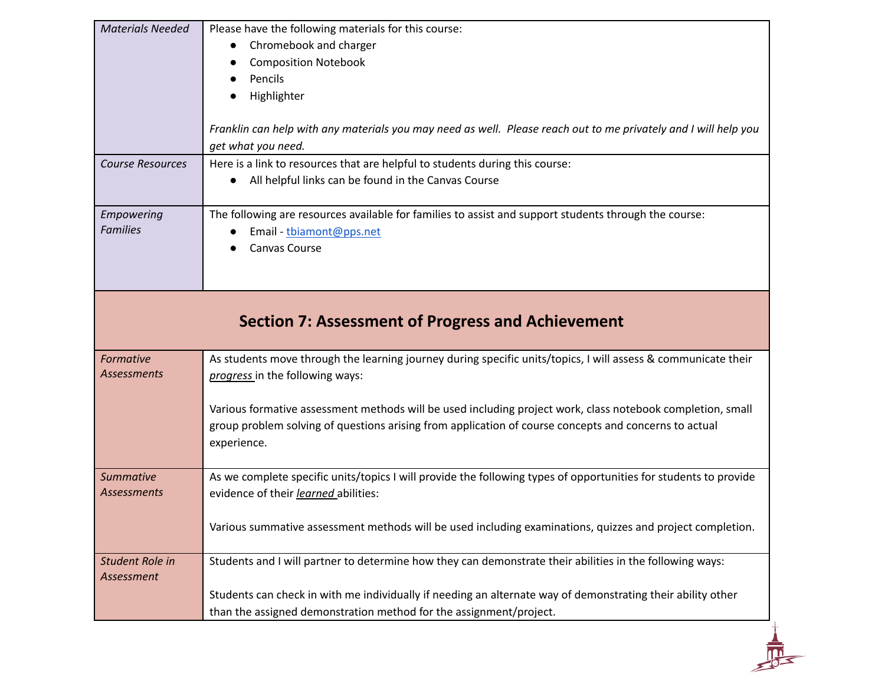| | |
|---|---|
| *Materials Needed* | Please have the following materials for this course:<br>● Chromebook and charger<br>● Composition Notebook<br>● Pencils<br>● Highlighter<br><br>*Franklin can help with any materials you may need as well. Please reach out to me privately and I will help you get what you need.* |
| *Course Resources* | Here is a link to resources that are helpful to students during this course:<br>● All helpful links can be found in the Canvas Course |
| *Empowering Families* | The following are resources available for families to assist and support students through the course:<br>● Email - tbiamont@pps.net<br>● Canvas Course |

## Section 7: Assessment of Progress and Achievement

| | |
|---|---|
| *Formative Assessments* | As students move through the learning journey during specific units/topics, I will assess & communicate their ***progress*** in the following ways:<br><br>Various formative assessment methods will be used including project work, class notebook completion, small group problem solving of questions arising from application of course concepts and concerns to actual experience. |
| *Summative Assessments* | As we complete specific units/topics I will provide the following types of opportunities for students to provide evidence of their ***learned*** abilities:<br><br>Various summative assessment methods will be used including examinations, quizzes and project completion. |
| *Student Role in Assessment* | Students and I will partner to determine how they can demonstrate their abilities in the following ways:<br><br>Students can check in with me individually if needing an alternate way of demonstrating their ability other than the assigned demonstration method for the assignment/project. |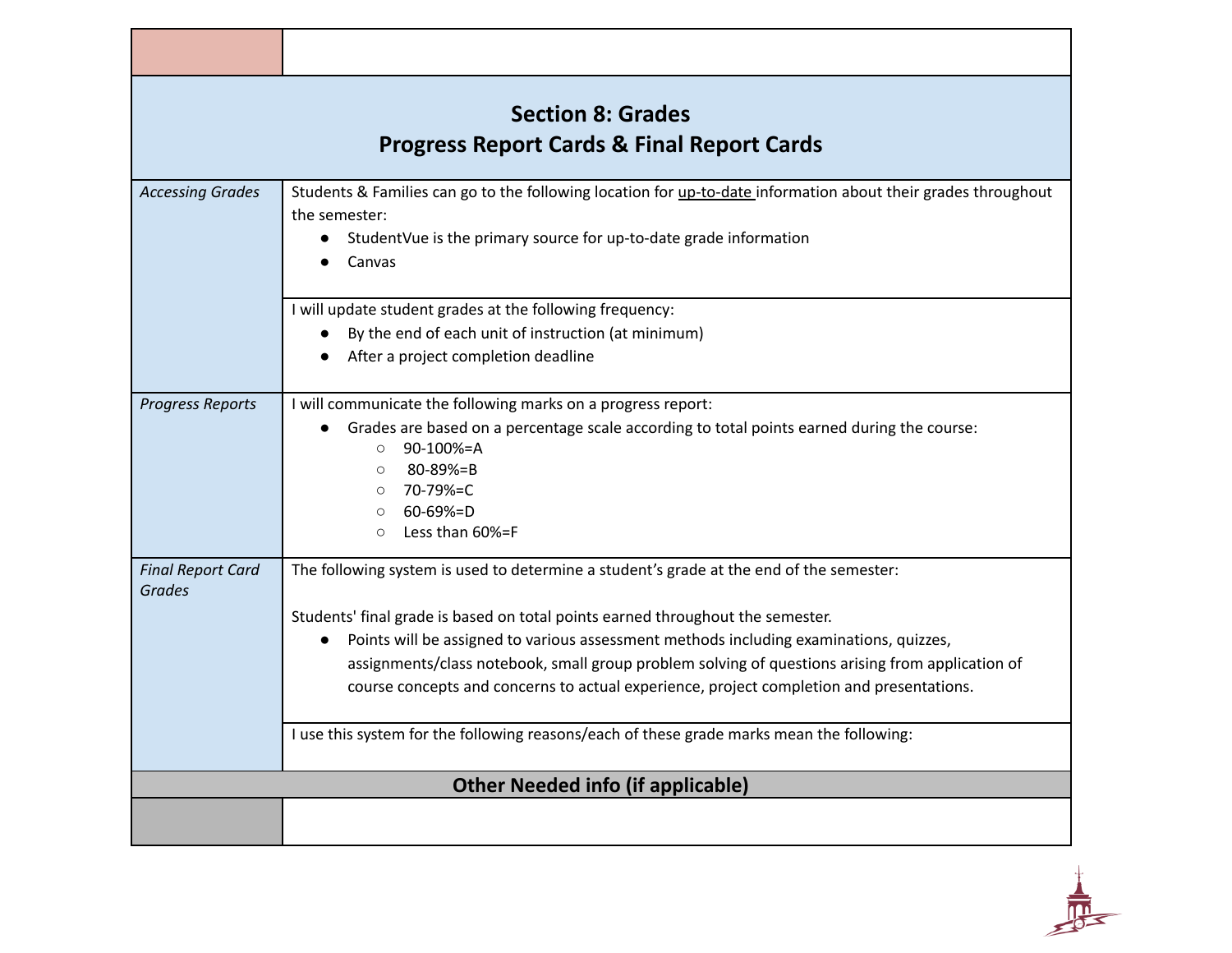| | |
|---|---|
| | |

## Section 8: Grades
## Progress Report Cards & Final Report Cards

| | |
|---|---|
| *Accessing Grades* | Students & Families can go to the following location for up-to-date information about their grades throughout the semester:<br>● StudentVue is the primary source for up-to-date grade information<br>● Canvas |
| | I will update student grades at the following frequency:<br>● By the end of each unit of instruction (at minimum)<br>● After a project completion deadline |
| *Progress Reports* | I will communicate the following marks on a progress report:<br>● Grades are based on a percentage scale according to total points earned during the course:<br>○ 90-100%=A<br>○ 80-89%=B<br>○ 70-79%=C<br>○ 60-69%=D<br>○ Less than 60%=F |
| *Final Report Card Grades* | The following system is used to determine a student's grade at the end of the semester:<br><br>Students' final grade is based on total points earned throughout the semester.<br>● Points will be assigned to various assessment methods including examinations, quizzes, assignments/class notebook, small group problem solving of questions arising from application of course concepts and concerns to actual experience, project completion and presentations. |
| | I use this system for the following reasons/each of these grade marks mean the following: |

### Other Needed info (if applicable)

| | |
|---|---|
| | |